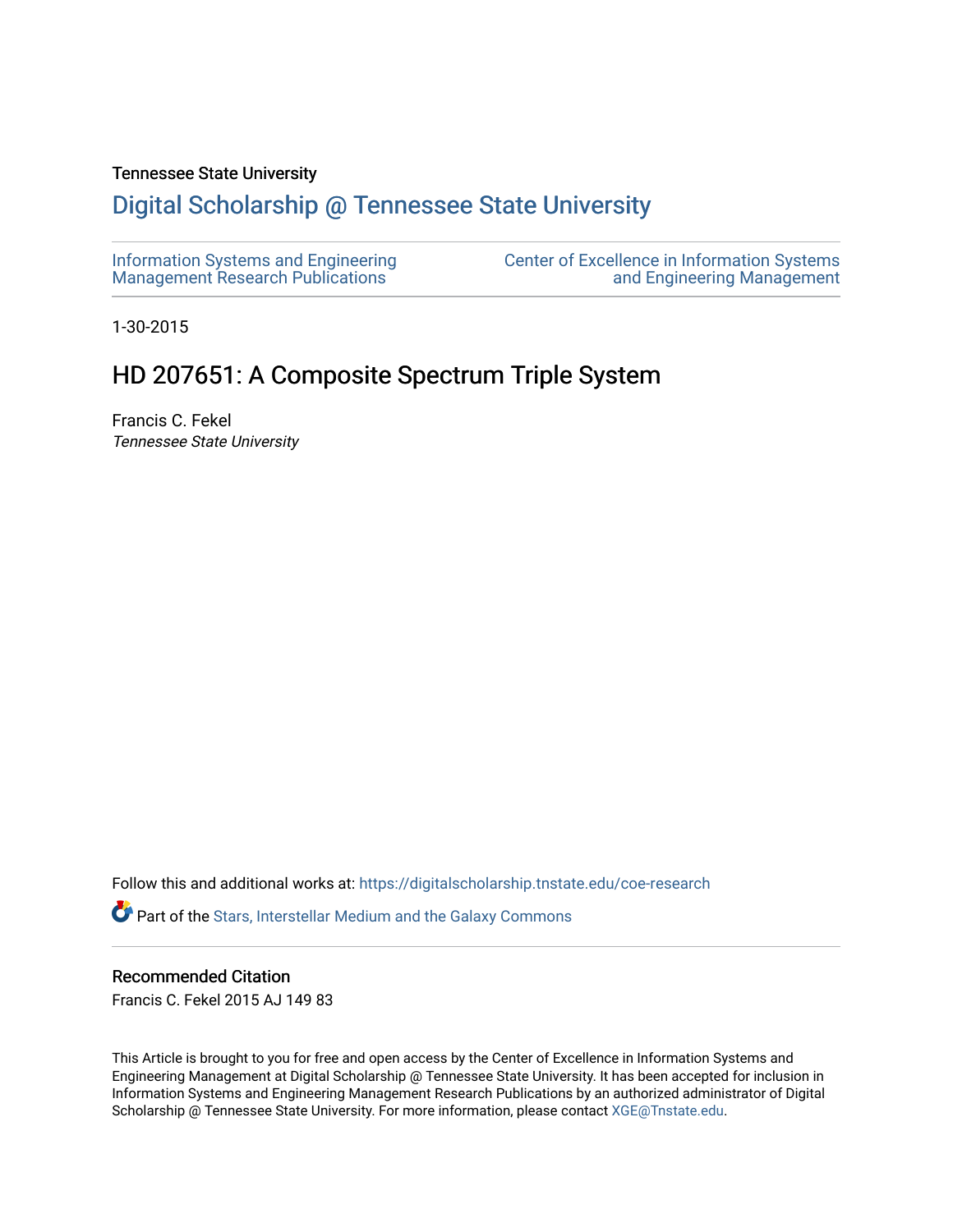Tennessee State University

# Digital Scholarship @ Tennessee State University

Information Systems and Engineering Management Research Publications

Center of Excellence in Information Systems and Engineering Management

1-30-2015

## HD 207651: A Composite Spectrum Triple System

Francis C. Fekel

*Tennessee State University*

Follow this and additional works at: https://digitalscholarship.tnstate.edu/coe-research

Part of the Stars, Interstellar Medium and the Galaxy Commons

### Recommended Citation

Francis C. Fekel 2015 AJ 149 83

This Article is brought to you for free and open access by the Center of Excellence in Information Systems and Engineering Management at Digital Scholarship @ Tennessee State University. It has been accepted for inclusion in Information Systems and Engineering Management Research Publications by an authorized administrator of Digital Scholarship @ Tennessee State University. For more information, please contact XGE@Tnstate.edu.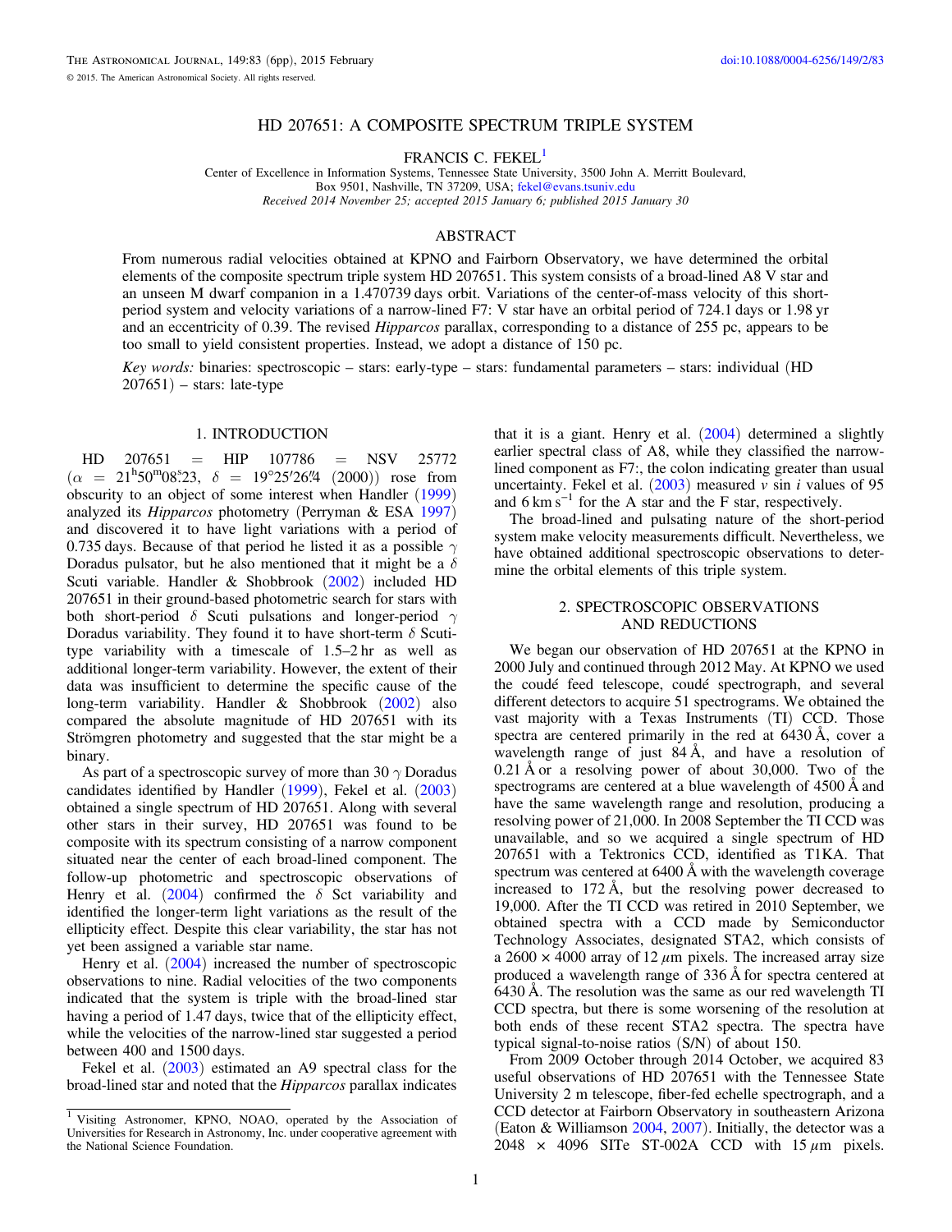# HD 207651: A COMPOSITE SPECTRUM TRIPLE SYSTEM

FRANCIS C. FEKEL[1]

Center of Excellence in Information Systems, Tennessee State University, 3500 John A. Merritt Boulevard, Box 9501, Nashville, TN 37209, USA; fekel@evans.tsuniv.edu

*Received 2014 November 25; accepted 2015 January 6; published 2015 January 30*

## ABSTRACT

From numerous radial velocities obtained at KPNO and Fairborn Observatory, we have determined the orbital elements of the composite spectrum triple system HD 207651. This system consists of a broad-lined A8 V star and an unseen M dwarf companion in a 1.470739 days orbit. Variations of the center-of-mass velocity of this short-period system and velocity variations of a narrow-lined F7: V star have an orbital period of 724.1 days or 1.98 yr and an eccentricity of 0.39. The revised *Hipparcos* parallax, corresponding to a distance of 255 pc, appears to be too small to yield consistent properties. Instead, we adopt a distance of 150 pc.

*Key words:* binaries: spectroscopic – stars: early-type – stars: fundamental parameters – stars: individual (HD 207651) – stars: late-type

## 1. INTRODUCTION

HD 207651 = HIP 107786 = NSV 25772 ($\alpha$ = $21^{h}50^{m}08^{s}.23$, $\delta$ = $19°25'26''.4$ (2000)) rose from obscurity to an object of some interest when Handler (1999) analyzed its *Hipparcos* photometry (Perryman & ESA 1997) and discovered it to have light variations with a period of 0.735 days. Because of that period he listed it as a possible $\gamma$ Doradus pulsator, but he also mentioned that it might be a $\delta$ Scuti variable. Handler & Shobbrook (2002) included HD 207651 in their ground-based photometric search for stars with both short-period $\delta$ Scuti pulsations and longer-period $\gamma$ Doradus variability. They found it to have short-term $\delta$ Scuti-type variability with a timescale of 1.5–2 hr as well as additional longer-term variability. However, the extent of their data was insufficient to determine the specific cause of the long-term variability. Handler & Shobbrook (2002) also compared the absolute magnitude of HD 207651 with its Strömgren photometry and suggested that the star might be a binary.

As part of a spectroscopic survey of more than 30 $\gamma$ Doradus candidates identified by Handler (1999), Fekel et al. (2003) obtained a single spectrum of HD 207651. Along with several other stars in their survey, HD 207651 was found to be composite with its spectrum consisting of a narrow component situated near the center of each broad-lined component. The follow-up photometric and spectroscopic observations of Henry et al. (2004) confirmed the $\delta$ Sct variability and identified the longer-term light variations as the result of the ellipticity effect. Despite this clear variability, the star has not yet been assigned a variable star name.

Henry et al. (2004) increased the number of spectroscopic observations to nine. Radial velocities of the two components indicated that the system is triple with the broad-lined star having a period of 1.47 days, twice that of the ellipticity effect, while the velocities of the narrow-lined star suggested a period between 400 and 1500 days.

Fekel et al. (2003) estimated an A9 spectral class for the broad-lined star and noted that the *Hipparcos* parallax indicates that it is a giant. Henry et al. (2004) determined a slightly earlier spectral class of A8, while they classified the narrow-lined component as F7:, the colon indicating greater than usual uncertainty. Fekel et al. (2003) measured $v$ sin $i$ values of 95 and 6 km s$^{-1}$ for the A star and the F star, respectively.

The broad-lined and pulsating nature of the short-period system make velocity measurements difficult. Nevertheless, we have obtained additional spectroscopic observations to determine the orbital elements of this triple system.

## 2. SPECTROSCOPIC OBSERVATIONS AND REDUCTIONS

We began our observation of HD 207651 at the KPNO in 2000 July and continued through 2012 May. At KPNO we used the coudé feed telescope, coudé spectrograph, and several different detectors to acquire 51 spectrograms. We obtained the vast majority with a Texas Instruments (TI) CCD. Those spectra are centered primarily in the red at 6430 Å, cover a wavelength range of just 84 Å, and have a resolution of 0.21 Å or a resolving power of about 30,000. Two of the spectrograms are centered at a blue wavelength of 4500 Å and have the same wavelength range and resolution, producing a resolving power of 21,000. In 2008 September the TI CCD was unavailable, and so we acquired a single spectrum of HD 207651 with a Tektronics CCD, identified as T1KA. That spectrum was centered at 6400 Å with the wavelength coverage increased to 172 Å, but the resolving power decreased to 19,000. After the TI CCD was retired in 2010 September, we obtained spectra with a CCD made by Semiconductor Technology Associates, designated STA2, which consists of a 2600 × 4000 array of 12 $\mu$m pixels. The increased array size produced a wavelength range of 336 Å for spectra centered at 6430 Å. The resolution was the same as our red wavelength TI CCD spectra, but there is some worsening of the resolution at both ends of these recent STA2 spectra. The spectra have typical signal-to-noise ratios (S/N) of about 150.

From 2009 October through 2014 October, we acquired 83 useful observations of HD 207651 with the Tennessee State University 2 m telescope, fiber-fed echelle spectrograph, and a CCD detector at Fairborn Observatory in southeastern Arizona (Eaton & Williamson 2004, 2007). Initially, the detector was a 2048 × 4096 SITe ST-002A CCD with 15 $\mu$m pixels.

[1] Visiting Astronomer, KPNO, NOAO, operated by the Association of Universities for Research in Astronomy, Inc. under cooperative agreement with the National Science Foundation.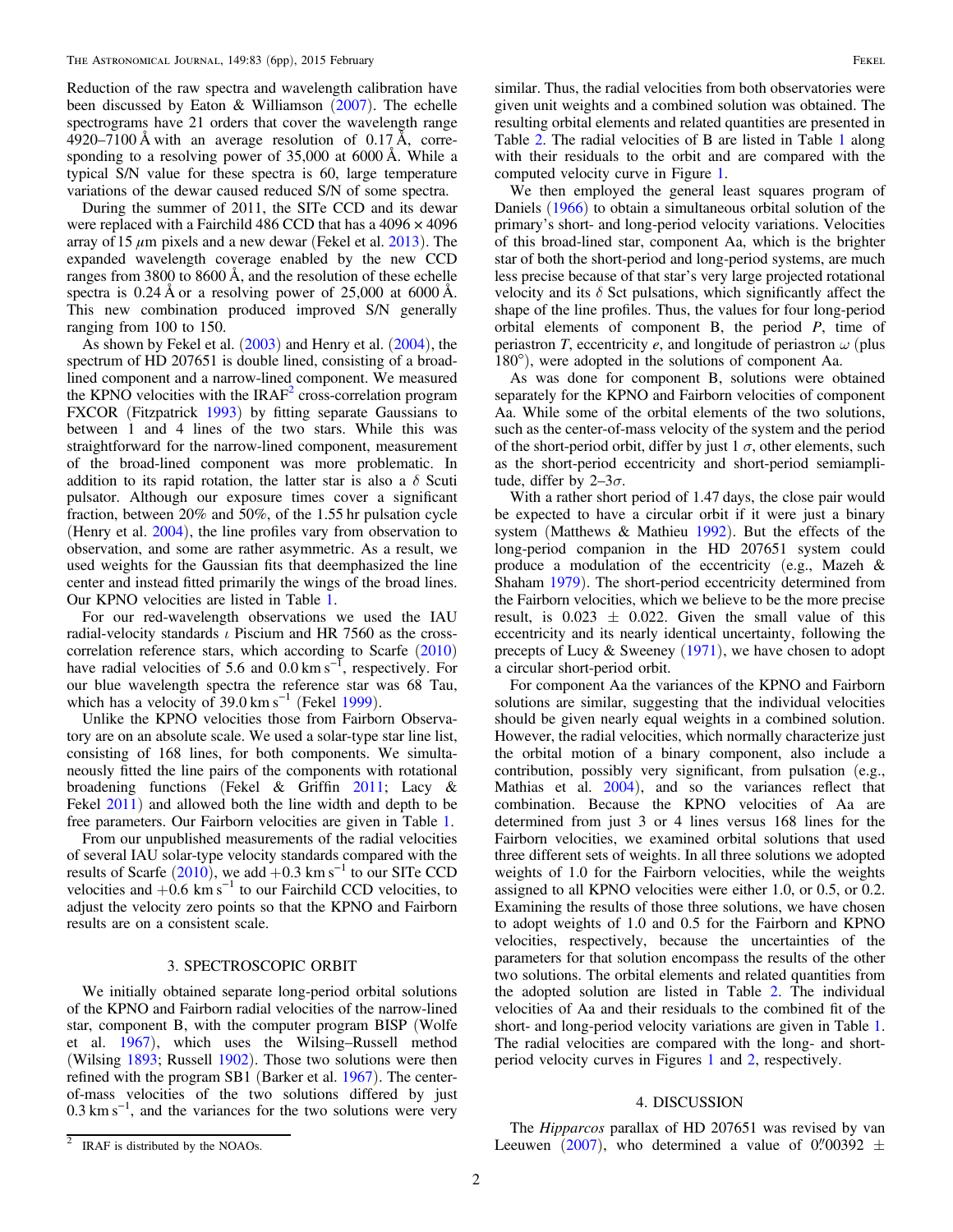Reduction of the raw spectra and wavelength calibration have been discussed by Eaton & Williamson (2007). The echelle spectrograms have 21 orders that cover the wavelength range 4920–7100 Å with an average resolution of 0.17 Å, corresponding to a resolving power of 35,000 at 6000 Å. While a typical S/N value for these spectra is 60, large temperature variations of the dewar caused reduced S/N of some spectra.

During the summer of 2011, the SITe CCD and its dewar were replaced with a Fairchild 486 CCD that has a 4096 × 4096 array of 15 $\mu$m pixels and a new dewar (Fekel et al. 2013). The expanded wavelength coverage enabled by the new CCD ranges from 3800 to 8600 Å, and the resolution of these echelle spectra is 0.24 Å or a resolving power of 25,000 at 6000 Å. This new combination produced improved S/N generally ranging from 100 to 150.

As shown by Fekel et al. (2003) and Henry et al. (2004), the spectrum of HD 207651 is double lined, consisting of a broad-lined component and a narrow-lined component. We measured the KPNO velocities with the IRAF[2] cross-correlation program FXCOR (Fitzpatrick 1993) by fitting separate Gaussians to between 1 and 4 lines of the two stars. While this was straightforward for the narrow-lined component, measurement of the broad-lined component was more problematic. In addition to its rapid rotation, the latter star is also a $\delta$ Scuti pulsator. Although our exposure times cover a significant fraction, between 20% and 50%, of the 1.55 hr pulsation cycle (Henry et al. 2004), the line profiles vary from observation to observation, and some are rather asymmetric. As a result, we used weights for the Gaussian fits that deemphasized the line center and instead fitted primarily the wings of the broad lines. Our KPNO velocities are listed in Table 1.

For our red-wavelength observations we used the IAU radial-velocity standards $\iota$ Piscium and HR 7560 as the cross-correlation reference stars, which according to Scarfe (2010) have radial velocities of 5.6 and 0.0 km s$^{-1}$, respectively. For our blue wavelength spectra the reference star was 68 Tau, which has a velocity of 39.0 km s$^{-1}$ (Fekel 1999).

Unlike the KPNO velocities those from Fairborn Observatory are on an absolute scale. We used a solar-type star line list, consisting of 168 lines, for both components. We simultaneously fitted the line pairs of the components with rotational broadening functions (Fekel & Griffin 2011; Lacy & Fekel 2011) and allowed both the line width and depth to be free parameters. Our Fairborn velocities are given in Table 1.

From our unpublished measurements of the radial velocities of several IAU solar-type velocity standards compared with the results of Scarfe (2010), we add +0.3 km s$^{-1}$ to our SITe CCD velocities and +0.6 km s$^{-1}$ to our Fairchild CCD velocities, to adjust the velocity zero points so that the KPNO and Fairborn results are on a consistent scale.

## 3. SPECTROSCOPIC ORBIT

We initially obtained separate long-period orbital solutions of the KPNO and Fairborn radial velocities of the narrow-lined star, component B, with the computer program BISP (Wolfe et al. 1967), which uses the Wilsing–Russell method (Wilsing 1893; Russell 1902). Those two solutions were then refined with the program SB1 (Barker et al. 1967). The center-of-mass velocities of the two solutions differed by just 0.3 km s$^{-1}$, and the variances for the two solutions were very similar. Thus, the radial velocities from both observatories were given unit weights and a combined solution was obtained. The resulting orbital elements and related quantities are presented in Table 2. The radial velocities of B are listed in Table 1 along with their residuals to the orbit and are compared with the computed velocity curve in Figure 1.

We then employed the general least squares program of Daniels (1966) to obtain a simultaneous orbital solution of the primary's short- and long-period velocity variations. Velocities of this broad-lined star, component Aa, which is the brighter star of both the short-period and long-period systems, are much less precise because of that star's very large projected rotational velocity and its $\delta$ Sct pulsations, which significantly affect the shape of the line profiles. Thus, the values for four long-period orbital elements of component B, the period $P$, time of periastron $T$, eccentricity $e$, and longitude of periastron $\omega$ (plus 180°), were adopted in the solutions of component Aa.

As was done for component B, solutions were obtained separately for the KPNO and Fairborn velocities of component Aa. While some of the orbital elements of the two solutions, such as the center-of-mass velocity of the system and the period of the short-period orbit, differ by just 1 $\sigma$, other elements, such as the short-period eccentricity and short-period semiamplitude, differ by 2–3$\sigma$.

With a rather short period of 1.47 days, the close pair would be expected to have a circular orbit if it were just a binary system (Matthews & Mathieu 1992). But the effects of the long-period companion in the HD 207651 system could produce a modulation of the eccentricity (e.g., Mazeh & Shaham 1979). The short-period eccentricity determined from the Fairborn velocities, which we believe to be the more precise result, is 0.023 ± 0.022. Given the small value of this eccentricity and its nearly identical uncertainty, following the precepts of Lucy & Sweeney (1971), we have chosen to adopt a circular short-period orbit.

For component Aa the variances of the KPNO and Fairborn solutions are similar, suggesting that the individual velocities should be given nearly equal weights in a combined solution. However, the radial velocities, which normally characterize just the orbital motion of a binary component, also include a contribution, possibly very significant, from pulsation (e.g., Mathias et al. 2004), and so the variances reflect that combination. Because the KPNO velocities of Aa are determined from just 3 or 4 lines versus 168 lines for the Fairborn velocities, we examined orbital solutions that used three different sets of weights. In all three solutions we adopted weights of 1.0 for the Fairborn velocities, while the weights assigned to all KPNO velocities were either 1.0, or 0.5, or 0.2. Examining the results of those three solutions, we have chosen to adopt weights of 1.0 and 0.5 for the Fairborn and KPNO velocities, respectively, because the uncertainties of the parameters for that solution encompass the results of the other two solutions. The orbital elements and related quantities from the adopted solution are listed in Table 2. The individual velocities of Aa and their residuals to the combined fit of the short- and long-period velocity variations are given in Table 1. The radial velocities are compared with the long- and short-period velocity curves in Figures 1 and 2, respectively.

## 4. DISCUSSION

The *Hipparcos* parallax of HD 207651 was revised by van Leeuwen (2007), who determined a value of 0."00392 ±

[2] IRAF is distributed by the NOAOs.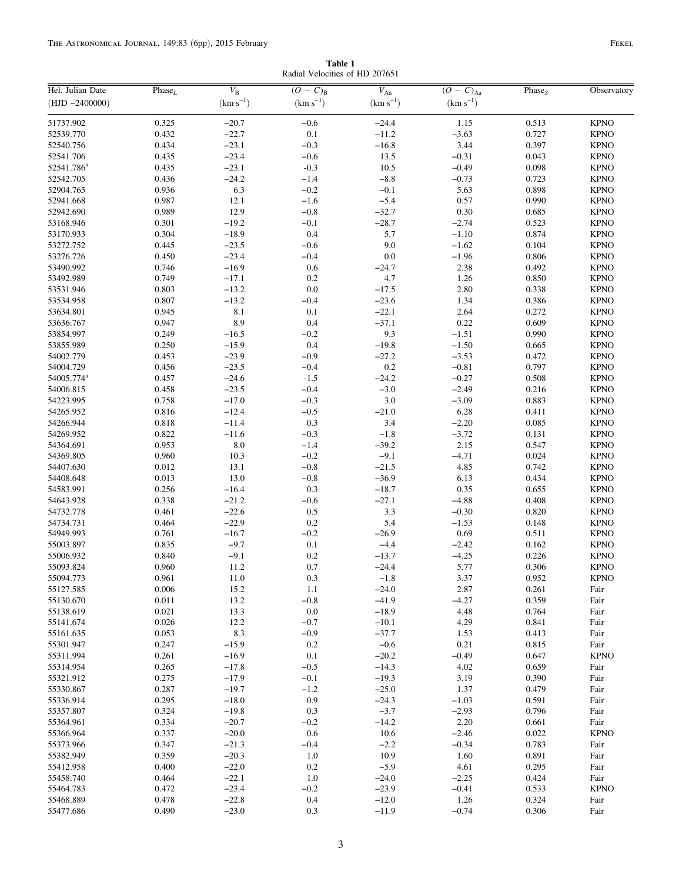**Table 1**
Radial Velocities of HD 207651

| Hel. Julian Date (HJD −2400000) | $Phase_L$ | $V_B$ ($km\ s^{-1}$) | $(O-C)_B$ ($km\ s^{-1}$) | $V_{Aa}$ ($km\ s^{-1}$) | $(O-C)_{Aa}$ ($km\ s^{-1}$) | $Phase_S$ | Observatory |
|---|---|---|---|---|---|---|---|
| 51737.902 | 0.325 | −20.7 | −0.6 | −24.4 | 1.15 | 0.513 | KPNO |
| 52539.770 | 0.432 | −22.7 | 0.1 | −11.2 | −3.63 | 0.727 | KPNO |
| 52540.756 | 0.434 | −23.1 | −0.3 | −16.8 | 3.44 | 0.397 | KPNO |
| 52541.706 | 0.435 | −23.4 | −0.6 | 13.5 | −0.31 | 0.043 | KPNO |
| 52541.786[a] | 0.435 | −23.1 | -0.3 | 10.5 | −0.49 | 0.098 | KPNO |
| 52542.705 | 0.436 | −24.2 | −1.4 | −8.8 | −0.73 | 0.723 | KPNO |
| 52904.765 | 0.936 | 6.3 | −0.2 | −0.1 | 5.63 | 0.898 | KPNO |
| 52941.668 | 0.987 | 12.1 | −1.6 | −5.4 | 0.57 | 0.990 | KPNO |
| 52942.690 | 0.989 | 12.9 | −0.8 | −32.7 | 0.30 | 0.685 | KPNO |
| 53168.946 | 0.301 | −19.2 | −0.1 | −28.7 | −2.74 | 0.523 | KPNO |
| 53170.933 | 0.304 | −18.9 | 0.4 | 5.7 | −1.10 | 0.874 | KPNO |
| 53272.752 | 0.445 | −23.5 | −0.6 | 9.0 | −1.62 | 0.104 | KPNO |
| 53276.726 | 0.450 | −23.4 | −0.4 | 0.0 | −1.96 | 0.806 | KPNO |
| 53490.992 | 0.746 | −16.9 | 0.6 | −24.7 | 2.38 | 0.492 | KPNO |
| 53492.989 | 0.749 | −17.1 | 0.2 | 4.7 | 1.26 | 0.850 | KPNO |
| 53531.946 | 0.803 | −13.2 | 0.0 | −17.5 | 2.80 | 0.338 | KPNO |
| 53534.958 | 0.807 | −13.2 | −0.4 | −23.6 | 1.34 | 0.386 | KPNO |
| 53634.801 | 0.945 | 8.1 | 0.1 | −22.1 | 2.64 | 0.272 | KPNO |
| 53636.767 | 0.947 | 8.9 | 0.4 | −37.1 | 0.22 | 0.609 | KPNO |
| 53854.997 | 0.249 | −16.5 | −0.2 | 9.3 | −1.51 | 0.990 | KPNO |
| 53855.989 | 0.250 | −15.9 | 0.4 | −19.8 | −1.50 | 0.665 | KPNO |
| 54002.779 | 0.453 | −23.9 | −0.9 | −27.2 | −3.53 | 0.472 | KPNO |
| 54004.729 | 0.456 | −23.5 | −0.4 | 0.2 | −0.81 | 0.797 | KPNO |
| 54005.774[a] | 0.457 | −24.6 | -1.5 | −24.2 | −0.27 | 0.508 | KPNO |
| 54006.815 | 0.458 | −23.5 | −0.4 | −3.0 | −2.49 | 0.216 | KPNO |
| 54223.995 | 0.758 | −17.0 | −0.3 | 3.0 | −3.09 | 0.883 | KPNO |
| 54265.952 | 0.816 | −12.4 | −0.5 | −21.0 | 6.28 | 0.411 | KPNO |
| 54266.944 | 0.818 | −11.4 | 0.3 | 3.4 | −2.20 | 0.085 | KPNO |
| 54269.952 | 0.822 | −11.6 | −0.3 | −1.8 | −3.72 | 0.131 | KPNO |
| 54364.691 | 0.953 | 8.0 | −1.4 | −39.2 | 2.15 | 0.547 | KPNO |
| 54369.805 | 0.960 | 10.3 | −0.2 | −9.1 | −4.71 | 0.024 | KPNO |
| 54407.630 | 0.012 | 13.1 | −0.8 | −21.5 | 4.85 | 0.742 | KPNO |
| 54408.648 | 0.013 | 13.0 | −0.8 | −36.9 | 6.13 | 0.434 | KPNO |
| 54583.991 | 0.256 | −16.4 | 0.3 | −18.7 | 0.35 | 0.655 | KPNO |
| 54643.928 | 0.338 | −21.2 | −0.6 | −27.1 | −4.88 | 0.408 | KPNO |
| 54732.778 | 0.461 | −22.6 | 0.5 | 3.3 | −0.30 | 0.820 | KPNO |
| 54734.731 | 0.464 | −22.9 | 0.2 | 5.4 | −1.53 | 0.148 | KPNO |
| 54949.993 | 0.761 | −16.7 | −0.2 | −26.9 | 0.69 | 0.511 | KPNO |
| 55003.897 | 0.835 | −9.7 | 0.1 | −4.4 | −2.42 | 0.162 | KPNO |
| 55006.932 | 0.840 | −9.1 | 0.2 | −13.7 | −4.25 | 0.226 | KPNO |
| 55093.824 | 0.960 | 11.2 | 0.7 | −24.4 | 5.77 | 0.306 | KPNO |
| 55094.773 | 0.961 | 11.0 | 0.3 | −1.8 | 3.37 | 0.952 | KPNO |
| 55127.585 | 0.006 | 15.2 | 1.1 | −24.0 | 2.87 | 0.261 | Fair |
| 55130.670 | 0.011 | 13.2 | −0.8 | −41.9 | −4.27 | 0.359 | Fair |
| 55138.619 | 0.021 | 13.3 | 0.0 | −18.9 | 4.48 | 0.764 | Fair |
| 55141.674 | 0.026 | 12.2 | −0.7 | −10.1 | 4.29 | 0.841 | Fair |
| 55161.635 | 0.053 | 8.3 | −0.9 | −37.7 | 1.53 | 0.413 | Fair |
| 55301.947 | 0.247 | −15.9 | 0.2 | −0.6 | 0.21 | 0.815 | Fair |
| 55311.994 | 0.261 | −16.9 | 0.1 | −20.2 | −0.49 | 0.647 | KPNO |
| 55314.954 | 0.265 | −17.8 | −0.5 | −14.3 | 4.02 | 0.659 | Fair |
| 55321.912 | 0.275 | −17.9 | −0.1 | −19.3 | 3.19 | 0.390 | Fair |
| 55330.867 | 0.287 | −19.7 | −1.2 | −25.0 | 1.37 | 0.479 | Fair |
| 55336.914 | 0.295 | −18.0 | 0.9 | −24.3 | −1.03 | 0.591 | Fair |
| 55357.807 | 0.324 | −19.8 | 0.3 | −3.7 | −2.93 | 0.796 | Fair |
| 55364.961 | 0.334 | −20.7 | −0.2 | −14.2 | 2.20 | 0.661 | Fair |
| 55366.964 | 0.337 | −20.0 | 0.6 | 10.6 | −2.46 | 0.022 | KPNO |
| 55373.966 | 0.347 | −21.3 | −0.4 | −2.2 | −0.34 | 0.783 | Fair |
| 55382.949 | 0.359 | −20.3 | 1.0 | 10.9 | 1.60 | 0.891 | Fair |
| 55412.958 | 0.400 | −22.0 | 0.2 | −5.9 | 4.61 | 0.295 | Fair |
| 55458.740 | 0.464 | −22.1 | 1.0 | −24.0 | −2.25 | 0.424 | Fair |
| 55464.783 | 0.472 | −23.4 | −0.2 | −23.9 | −0.41 | 0.533 | KPNO |
| 55468.889 | 0.478 | −22.8 | 0.4 | −12.0 | 1.26 | 0.324 | Fair |
| 55477.686 | 0.490 | −23.0 | 0.3 | −11.9 | −0.74 | 0.306 | Fair |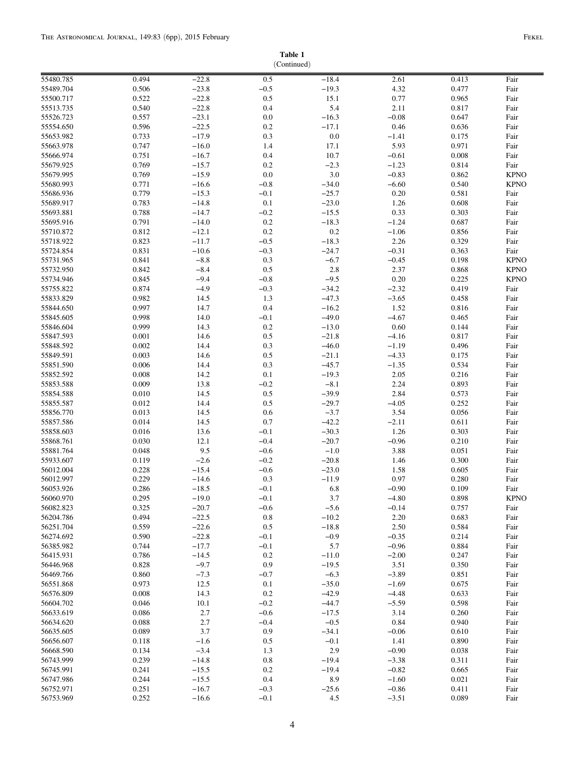**Table 1**
(Continued)

| | | | | | | | |
|---|---|---|---|---|---|---|---|
| 55480.785 | 0.494 | −22.8 | 0.5 | −18.4 | 2.61 | 0.413 | Fair |
| 55489.704 | 0.506 | −23.8 | −0.5 | −19.3 | 4.32 | 0.477 | Fair |
| 55500.717 | 0.522 | −22.8 | 0.5 | 15.1 | 0.77 | 0.965 | Fair |
| 55513.735 | 0.540 | −22.8 | 0.4 | 5.4 | 2.11 | 0.817 | Fair |
| 55526.723 | 0.557 | −23.1 | 0.0 | −16.3 | −0.08 | 0.647 | Fair |
| 55554.650 | 0.596 | −22.5 | 0.2 | −17.1 | 0.46 | 0.636 | Fair |
| 55653.982 | 0.733 | −17.9 | 0.3 | 0.0 | −1.41 | 0.175 | Fair |
| 55663.978 | 0.747 | −16.0 | 1.4 | 17.1 | 5.93 | 0.971 | Fair |
| 55666.974 | 0.751 | −16.7 | 0.4 | 10.7 | −0.61 | 0.008 | Fair |
| 55679.925 | 0.769 | −15.7 | 0.2 | −2.3 | −1.23 | 0.814 | Fair |
| 55679.995 | 0.769 | −15.9 | 0.0 | 3.0 | −0.83 | 0.862 | KPNO |
| 55680.993 | 0.771 | −16.6 | −0.8 | −34.0 | −6.60 | 0.540 | KPNO |
| 55686.936 | 0.779 | −15.3 | −0.1 | −25.7 | 0.20 | 0.581 | Fair |
| 55689.917 | 0.783 | −14.8 | 0.1 | −23.0 | 1.26 | 0.608 | Fair |
| 55693.881 | 0.788 | −14.7 | −0.2 | −15.5 | 0.33 | 0.303 | Fair |
| 55695.916 | 0.791 | −14.0 | 0.2 | −18.3 | −1.24 | 0.687 | Fair |
| 55710.872 | 0.812 | −12.1 | 0.2 | 0.2 | −1.06 | 0.856 | Fair |
| 55718.922 | 0.823 | −11.7 | −0.5 | −18.3 | 2.26 | 0.329 | Fair |
| 55724.854 | 0.831 | −10.6 | −0.3 | −24.7 | −0.31 | 0.363 | Fair |
| 55731.965 | 0.841 | −8.8 | 0.3 | −6.7 | −0.45 | 0.198 | KPNO |
| 55732.950 | 0.842 | −8.4 | 0.5 | 2.8 | 2.37 | 0.868 | KPNO |
| 55734.946 | 0.845 | −9.4 | −0.8 | −9.5 | 0.20 | 0.225 | KPNO |
| 55755.822 | 0.874 | −4.9 | −0.3 | −34.2 | −2.32 | 0.419 | Fair |
| 55833.829 | 0.982 | 14.5 | 1.3 | −47.3 | −3.65 | 0.458 | Fair |
| 55844.650 | 0.997 | 14.7 | 0.4 | −16.2 | 1.52 | 0.816 | Fair |
| 55845.605 | 0.998 | 14.0 | −0.1 | −49.0 | −4.67 | 0.465 | Fair |
| 55846.604 | 0.999 | 14.3 | 0.2 | −13.0 | 0.60 | 0.144 | Fair |
| 55847.593 | 0.001 | 14.6 | 0.5 | −21.8 | −4.16 | 0.817 | Fair |
| 55848.592 | 0.002 | 14.4 | 0.3 | −46.0 | −1.19 | 0.496 | Fair |
| 55849.591 | 0.003 | 14.6 | 0.5 | −21.1 | −4.33 | 0.175 | Fair |
| 55851.590 | 0.006 | 14.4 | 0.3 | −45.7 | −1.35 | 0.534 | Fair |
| 55852.592 | 0.008 | 14.2 | 0.1 | −19.3 | 2.05 | 0.216 | Fair |
| 55853.588 | 0.009 | 13.8 | −0.2 | −8.1 | 2.24 | 0.893 | Fair |
| 55854.588 | 0.010 | 14.5 | 0.5 | −39.9 | 2.84 | 0.573 | Fair |
| 55855.587 | 0.012 | 14.4 | 0.5 | −29.7 | −4.05 | 0.252 | Fair |
| 55856.770 | 0.013 | 14.5 | 0.6 | −3.7 | 3.54 | 0.056 | Fair |
| 55857.586 | 0.014 | 14.5 | 0.7 | −42.2 | −2.11 | 0.611 | Fair |
| 55858.603 | 0.016 | 13.6 | −0.1 | −30.3 | 1.26 | 0.303 | Fair |
| 55868.761 | 0.030 | 12.1 | −0.4 | −20.7 | −0.96 | 0.210 | Fair |
| 55881.764 | 0.048 | 9.5 | −0.6 | −1.0 | 3.88 | 0.051 | Fair |
| 55933.607 | 0.119 | −2.6 | −0.2 | −20.8 | 1.46 | 0.300 | Fair |
| 56012.004 | 0.228 | −15.4 | −0.6 | −23.0 | 1.58 | 0.605 | Fair |
| 56012.997 | 0.229 | −14.6 | 0.3 | −11.9 | 0.97 | 0.280 | Fair |
| 56053.926 | 0.286 | −18.5 | −0.1 | 6.8 | −0.90 | 0.109 | Fair |
| 56060.970 | 0.295 | −19.0 | −0.1 | 3.7 | −4.80 | 0.898 | KPNO |
| 56082.823 | 0.325 | −20.7 | −0.6 | −5.6 | −0.14 | 0.757 | Fair |
| 56204.786 | 0.494 | −22.5 | 0.8 | −10.2 | 2.20 | 0.683 | Fair |
| 56251.704 | 0.559 | −22.6 | 0.5 | −18.8 | 2.50 | 0.584 | Fair |
| 56274.692 | 0.590 | −22.8 | −0.1 | −0.9 | −0.35 | 0.214 | Fair |
| 56385.982 | 0.744 | −17.7 | −0.1 | 5.7 | −0.96 | 0.884 | Fair |
| 56415.931 | 0.786 | −14.5 | 0.2 | −11.0 | −2.00 | 0.247 | Fair |
| 56446.968 | 0.828 | −9.7 | 0.9 | −19.5 | 3.51 | 0.350 | Fair |
| 56469.766 | 0.860 | −7.3 | −0.7 | −6.3 | −3.89 | 0.851 | Fair |
| 56551.868 | 0.973 | 12.5 | 0.1 | −35.0 | −1.69 | 0.675 | Fair |
| 56576.809 | 0.008 | 14.3 | 0.2 | −42.9 | −4.48 | 0.633 | Fair |
| 56604.702 | 0.046 | 10.1 | −0.2 | −44.7 | −5.59 | 0.598 | Fair |
| 56633.619 | 0.086 | 2.7 | −0.6 | −17.5 | 3.14 | 0.260 | Fair |
| 56634.620 | 0.088 | 2.7 | −0.4 | −0.5 | 0.84 | 0.940 | Fair |
| 56635.605 | 0.089 | 3.7 | 0.9 | −34.1 | −0.06 | 0.610 | Fair |
| 56656.607 | 0.118 | −1.6 | 0.5 | −0.1 | 1.41 | 0.890 | Fair |
| 56668.590 | 0.134 | −3.4 | 1.3 | 2.9 | −0.90 | 0.038 | Fair |
| 56743.999 | 0.239 | −14.8 | 0.8 | −19.4 | −3.38 | 0.311 | Fair |
| 56745.991 | 0.241 | −15.5 | 0.2 | −19.4 | −0.82 | 0.665 | Fair |
| 56747.986 | 0.244 | −15.5 | 0.4 | 8.9 | −1.60 | 0.021 | Fair |
| 56752.971 | 0.251 | −16.7 | −0.3 | −25.6 | −0.86 | 0.411 | Fair |
| 56753.969 | 0.252 | −16.6 | −0.1 | 4.5 | −3.51 | 0.089 | Fair |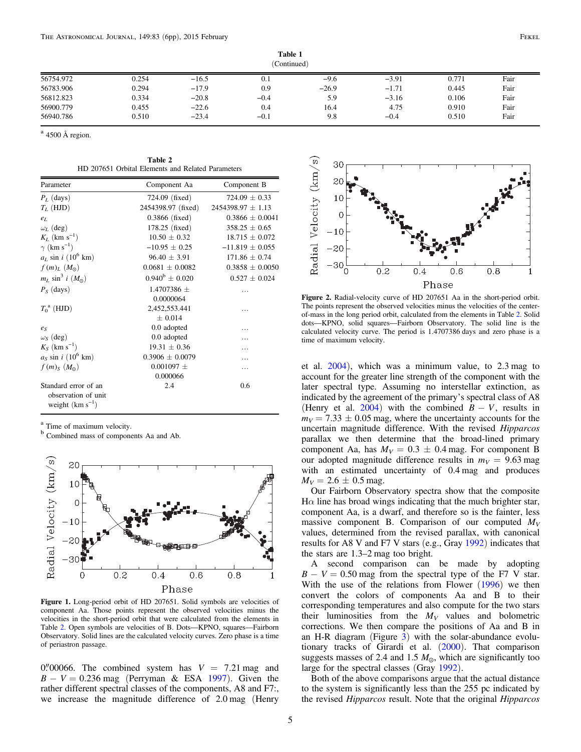**Table 1**
(Continued)

| | | | | | | | |
|---|---|---|---|---|---|---|---|
| 56754.972 | 0.254 | −16.5 | 0.1 | −9.6 | −3.91 | 0.771 | Fair |
| 56783.906 | 0.294 | −17.9 | 0.9 | −26.9 | −1.71 | 0.445 | Fair |
| 56812.823 | 0.334 | −20.8 | −0.4 | 5.9 | −3.16 | 0.106 | Fair |
| 56900.779 | 0.455 | −22.6 | 0.4 | 16.4 | 4.75 | 0.910 | Fair |
| 56940.786 | 0.510 | −23.4 | −0.1 | 9.8 | −0.4 | 0.510 | Fair |

[a] 4500 Å region.

**Table 2**
HD 207651 Orbital Elements and Related Parameters

| Parameter | Component Aa | Component B |
|---|---|---|
| $P_L$ (days) | 724.09 (fixed) | 724.09 ± 0.33 |
| $T_L$ (HJD) | 2454398.97 (fixed) | 2454398.97 ± 1.13 |
| $e_L$ | 0.3866 (fixed) | 0.3866 ± 0.0041 |
| $\omega_L$ (deg) | 178.25 (fixed) | 358.25 ± 0.65 |
| $K_L$ (km s$^{-1}$) | 10.50 ± 0.32 | 18.715 ± 0.072 |
| $\gamma$ (km s$^{-1}$) | −10.95 ± 0.25 | −11.819 ± 0.055 |
| $a_L \sin i$ ($10^6$ km) | 96.40 ± 3.91 | 171.86 ± 0.74 |
| $f(m)_L$ ($M_\odot$) | 0.0681 ± 0.0082 | 0.3858 ± 0.0050 |
| $m_L \sin^3 i$ ($M_\odot$) | 0.940[b] ± 0.020 | 0.527 ± 0.024 |
| $P_S$ (days) | 1.4707386 ± 0.0000064 | ... |
| $T_0$[a] (HJD) | 2,452,553.441 ± 0.014 | ... |
| $e_S$ | 0.0 adopted | ... |
| $\omega_S$ (deg) | 0.0 adopted | ... |
| $K_S$ (km s$^{-1}$) | 19.31 ± 0.36 | ... |
| $a_S \sin i$ ($10^6$ km) | 0.3906 ± 0.0079 | ... |
| $f(m)_S$ ($M_\odot$) | 0.001097 ± 0.000066 | ... |
| Standard error of an observation of unit weight (km s$^{-1}$) | 2.4 | 0.6 |

[a] Time of maximum velocity.
[b] Combined mass of components Aa and Ab.

**Figure 1.** Long-period orbit of HD 207651. Solid symbols are velocities of component Aa. Those points represent the observed velocities minus the velocities in the short-period orbit that were calculated from the elements in Table 2. Open symbols are velocities of B. Dots—KPNO, squares—Fairborn Observatory. Solid lines are the calculated velocity curves. Zero phase is a time of periastron passage.

0$''$.00066. The combined system has $V$ = 7.21 mag and $B - V$ = 0.236 mag (Perryman & ESA 1997). Given the rather different spectral classes of the components, A8 and F7:, we increase the magnitude difference of 2.0 mag (Henry et al. 2004), which was a minimum value, to 2.3 mag to account for the greater line strength of the component with the later spectral type. Assuming no interstellar extinction, as indicated by the agreement of the primary's spectral class of A8 (Henry et al. 2004) with the combined $B - V$, results in $m_V = 7.33 \pm 0.05$ mag, where the uncertainty accounts for the uncertain magnitude difference. With the revised *Hipparcos* parallax we then determine that the broad-lined primary component Aa, has $M_V = 0.3 \pm 0.4$ mag. For component B our adopted magnitude difference results in $m_V = 9.63$ mag with an estimated uncertainty of 0.4 mag and produces $M_V = 2.6 \pm 0.5$ mag.

**Figure 2.** Radial-velocity curve of HD 207651 Aa in the short-period orbit. The points represent the observed velocities minus the velocities of the center-of-mass in the long period orbit, calculated from the elements in Table 2. Solid dots—KPNO, solid squares—Fairborn Observatory. The solid line is the calculated velocity curve. The period is 1.4707386 days and zero phase is a time of maximum velocity.

Our Fairborn Observatory spectra show that the composite H$\alpha$ line has broad wings indicating that the much brighter star, component Aa, is a dwarf, and therefore so is the fainter, less massive component B. Comparison of our computed $M_V$ values, determined from the revised parallax, with canonical results for A8 V and F7 V stars (e.g., Gray 1992) indicates that the stars are 1.3–2 mag too bright.

A second comparison can be made by adopting $B - V = 0.50$ mag from the spectral type of the F7 V star. With the use of the relations from Flower (1996) we then convert the colors of components Aa and B to their corresponding temperatures and also compute for the two stars their luminosities from the $M_V$ values and bolometric corrections. We then compare the positions of Aa and B in an H-R diagram (Figure 3) with the solar-abundance evolutionary tracks of Girardi et al. (2000). That comparison suggests masses of 2.4 and 1.5 $M_\odot$, which are significantly too large for the spectral classes (Gray 1992).

Both of the above comparisons argue that the actual distance to the system is significantly less than the 255 pc indicated by the revised *Hipparcos* result. Note that the original *Hipparcos*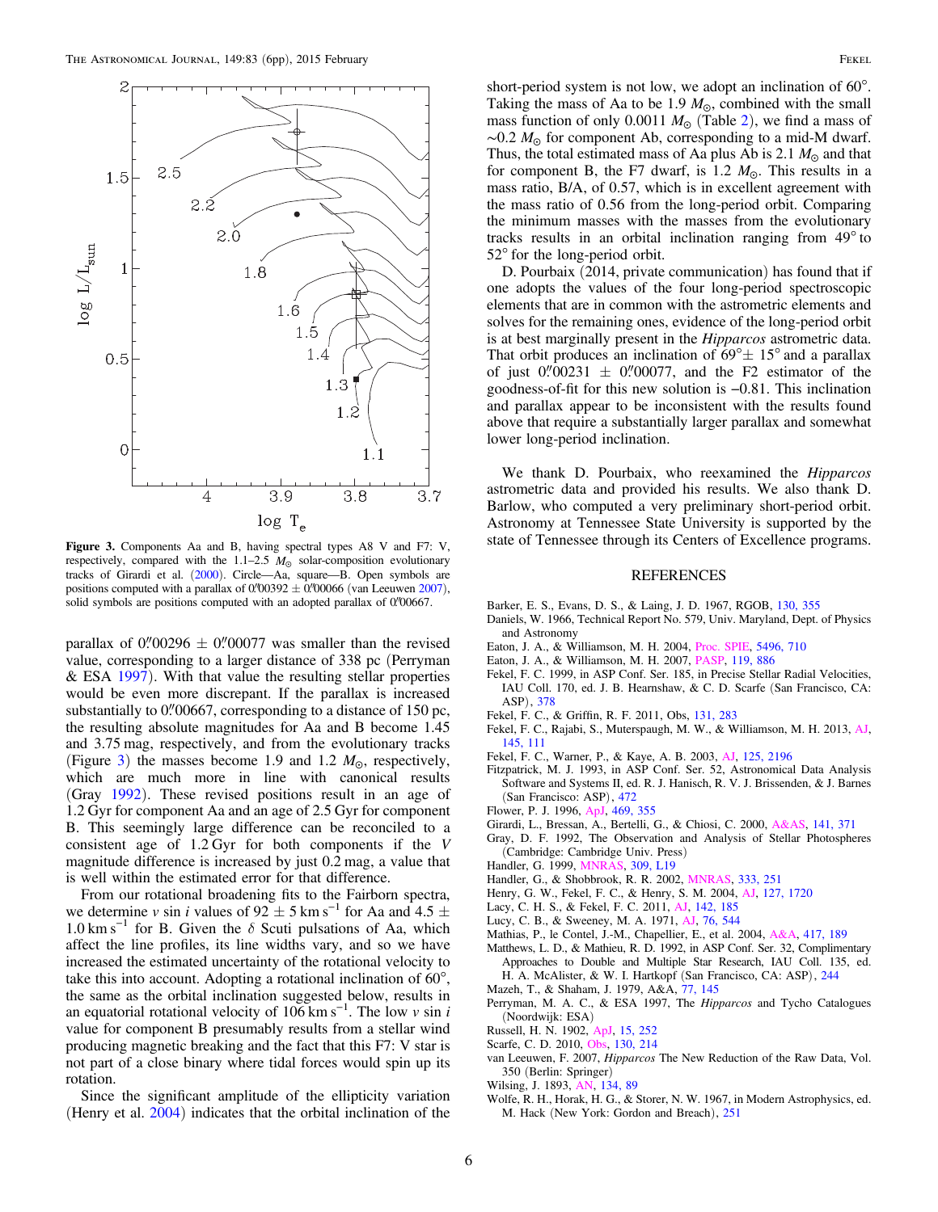2

1.5

1

0.5

0

log L/L$_{sun}$

4

3.9

3.8

3.7

log T$_e$

2.5

2.2

2.0

1.8

1.6

1.5

1.4

1.3

1.2

1.1

**Figure 3.** Components Aa and B, having spectral types A8 V and F7: V, respectively, compared with the 1.1–2.5 $M_{\odot}$ solar-composition evolutionary tracks of Girardi et al. (2000). Circle—Aa, square—B. Open symbols are positions computed with a parallax of 0$''$00392 ± 0$''$00066 (van Leeuwen 2007), solid symbols are positions computed with an adopted parallax of 0$''$00667.

parallax of 0$''$00296 ± 0$''$00077 was smaller than the revised value, corresponding to a larger distance of 338 pc (Perryman & ESA 1997). With that value the resulting stellar properties would be even more discrepant. If the parallax is increased substantially to 0$''$00667, corresponding to a distance of 150 pc, the resulting absolute magnitudes for Aa and B become 1.45 and 3.75 mag, respectively, and from the evolutionary tracks (Figure 3) the masses become 1.9 and 1.2 $M_{\odot}$, respectively, which are much more in line with canonical results (Gray 1992). These revised positions result in an age of 1.2 Gyr for component Aa and an age of 2.5 Gyr for component B. This seemingly large difference can be reconciled to a consistent age of 1.2 Gyr for both components if the *V* magnitude difference is increased by just 0.2 mag, a value that is well within the estimated error for that difference.

From our rotational broadening fits to the Fairborn spectra, we determine $v \sin i$ values of 92 ± 5 km s$^{-1}$ for Aa and 4.5 ± 1.0 km s$^{-1}$ for B. Given the $\delta$ Scuti pulsations of Aa, which affect the line profiles, its line widths vary, and so we have increased the estimated uncertainty of the rotational velocity to take this into account. Adopting a rotational inclination of 60°, the same as the orbital inclination suggested below, results in an equatorial rotational velocity of 106 km s$^{-1}$. The low $v \sin i$ value for component B presumably results from a stellar wind producing magnetic breaking and the fact that this F7: V star is not part of a close binary where tidal forces would spin up its rotation.

Since the significant amplitude of the ellipticity variation (Henry et al. 2004) indicates that the orbital inclination of the short-period system is not low, we adopt an inclination of 60°. Taking the mass of Aa to be 1.9 $M_{\odot}$, combined with the small mass function of only 0.0011 $M_{\odot}$ (Table 2), we find a mass of ∼0.2 $M_{\odot}$ for component Ab, corresponding to a mid-M dwarf. Thus, the total estimated mass of Aa plus Ab is 2.1 $M_{\odot}$ and that for component B, the F7 dwarf, is 1.2 $M_{\odot}$. This results in a mass ratio, B/A, of 0.57, which is in excellent agreement with the mass ratio of 0.56 from the long-period orbit. Comparing the minimum masses with the masses from the evolutionary tracks results in an orbital inclination ranging from 49° to 52° for the long-period orbit.

D. Pourbaix (2014, private communication) has found that if one adopts the values of the four long-period spectroscopic elements that are in common with the astrometric elements and solves for the remaining ones, evidence of the long-period orbit is at best marginally present in the *Hipparcos* astrometric data. That orbit produces an inclination of 69°± 15° and a parallax of just 0$''$00231 ± 0$''$00077, and the F2 estimator of the goodness-of-fit for this new solution is −0.81. This inclination and parallax appear to be inconsistent with the results found above that require a substantially larger parallax and somewhat lower long-period inclination.

We thank D. Pourbaix, who reexamined the *Hipparcos* astrometric data and provided his results. We also thank D. Barlow, who computed a very preliminary short-period orbit. Astronomy at Tennessee State University is supported by the state of Tennessee through its Centers of Excellence programs.

## REFERENCES

Barker, E. S., Evans, D. S., & Laing, J. D. 1967, RGOB, 130, 355
Daniels, W. 1966, Technical Report No. 579, Univ. Maryland, Dept. of Physics and Astronomy
Eaton, J. A., & Williamson, M. H. 2004, Proc. SPIE, 5496, 710
Eaton, J. A., & Williamson, M. H. 2007, PASP, 119, 886
Fekel, F. C. 1999, in ASP Conf. Ser. 185, in Precise Stellar Radial Velocities, IAU Coll. 170, ed. J. B. Hearnshaw, & C. D. Scarfe (San Francisco, CA: ASP), 378
Fekel, F. C., & Griffin, R. F. 2011, Obs, 131, 283
Fekel, F. C., Rajabi, S., Muterspaugh, M. W., & Williamson, M. H. 2013, AJ, 145, 111
Fekel, F. C., Warner, P., & Kaye, A. B. 2003, AJ, 125, 2196
Fitzpatrick, M. J. 1993, in ASP Conf. Ser. 52, Astronomical Data Analysis Software and Systems II, ed. R. J. Hanisch, R. J. V. Brissenden, & J. Barnes (San Francisco: ASP), 472
Flower, P. J. 1996, ApJ, 469, 355
Girardi, L., Bressan, A., Bertelli, G., & Chiosi, C. 2000, A&AS, 141, 371
Gray, D. F. 1992, The Observation and Analysis of Stellar Photospheres (Cambridge: Cambridge Univ. Press)
Handler, G. 1999, MNRAS, 309, L19
Handler, G., & Shobbrook, R. R. 2002, MNRAS, 333, 251
Henry, G. W., Fekel, F. C., & Henry, S. M. 2004, AJ, 127, 1720
Lacy, C. H. S., & Fekel, F. C. 2011, AJ, 142, 185
Lucy, C. B., & Sweeney, M. A. 1971, AJ, 76, 544
Mathias, P., le Contel, J.-M., Chapellier, E., et al. 2004, A&A, 417, 189
Matthews, L. D., & Mathieu, R. D. 1992, in ASP Conf. Ser. 32, Complimentary Approaches to Double and Multiple Star Research, IAU Coll. 135, ed. H. A. McAlister, & W. I. Hartkopf (San Francisco, CA: ASP), 244
Mazeh, T., & Shaham, J. 1979, A&A, 77, 145
Perryman, M. A. C., & ESA 1997, The *Hipparcos* and Tycho Catalogues (Noordwijk: ESA)
Russell, H. N. 1902, ApJ, 15, 252
Scarfe, C. D. 2010, Obs, 130, 214
van Leeuwen, F. 2007, *Hipparcos* The New Reduction of the Raw Data, Vol. 350 (Berlin: Springer)
Wilsing, J. 1893, AN, 134, 89
Wolfe, R. H., Horak, H. G., & Storer, N. W. 1967, in Modern Astrophysics, ed. M. Hack (New York: Gordon and Breach), 251